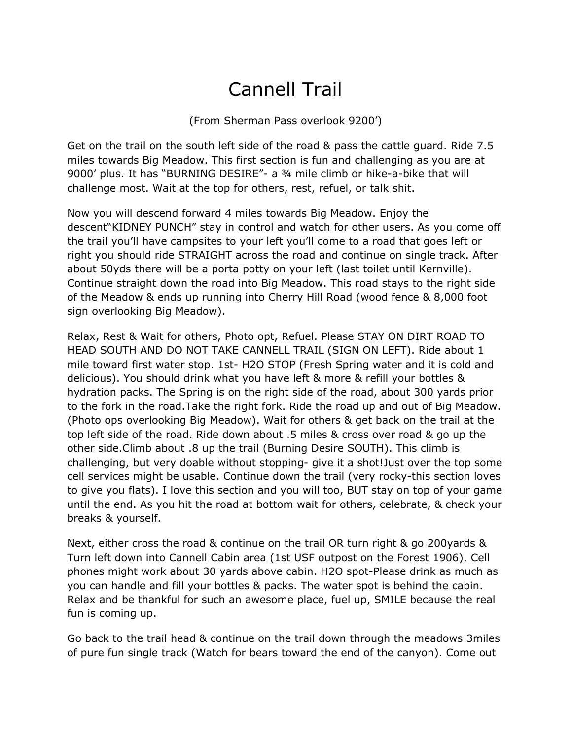# Cannell Trail

(From Sherman Pass overlook 9200')

Get on the trail on the south left side of the road & pass the cattle guard. Ride 7.5 miles towards Big Meadow. This first section is fun and challenging as you are at 9000' plus. It has "BURNING DESIRE"- a ¾ mile climb or hike-a-bike that will challenge most. Wait at the top for others, rest, refuel, or talk shit.

Now you will descend forward 4 miles towards Big Meadow. Enjoy the descent"KIDNEY PUNCH" stay in control and watch for other users. As you come off the trail you'll have campsites to your left you'll come to a road that goes left or right you should ride STRAIGHT across the road and continue on single track. After about 50yds there will be a porta potty on your left (last toilet until Kernville). Continue straight down the road into Big Meadow. This road stays to the right side of the Meadow & ends up running into Cherry Hill Road (wood fence & 8,000 foot sign overlooking Big Meadow).

Relax, Rest & Wait for others, Photo opt, Refuel. Please STAY ON DIRT ROAD TO HEAD SOUTH AND DO NOT TAKE CANNELL TRAIL (SIGN ON LEFT). Ride about 1 mile toward first water stop. 1st- H2O STOP (Fresh Spring water and it is cold and delicious). You should drink what you have left & more & refill your bottles & hydration packs. The Spring is on the right side of the road, about 300 yards prior to the fork in the road.Take the right fork. Ride the road up and out of Big Meadow. (Photo ops overlooking Big Meadow). Wait for others & get back on the trail at the top left side of the road. Ride down about .5 miles & cross over road & go up the other side.Climb about .8 up the trail (Burning Desire SOUTH). This climb is challenging, but very doable without stopping- give it a shot!Just over the top some cell services might be usable. Continue down the trail (very rocky-this section loves to give you flats). I love this section and you will too, BUT stay on top of your game until the end. As you hit the road at bottom wait for others, celebrate, & check your breaks & yourself.

Next, either cross the road & continue on the trail OR turn right & go 200yards & Turn left down into Cannell Cabin area (1st USF outpost on the Forest 1906). Cell phones might work about 30 yards above cabin. H2O spot-Please drink as much as you can handle and fill your bottles & packs. The water spot is behind the cabin. Relax and be thankful for such an awesome place, fuel up, SMILE because the real fun is coming up.

Go back to the trail head & continue on the trail down through the meadows 3miles of pure fun single track (Watch for bears toward the end of the canyon). Come out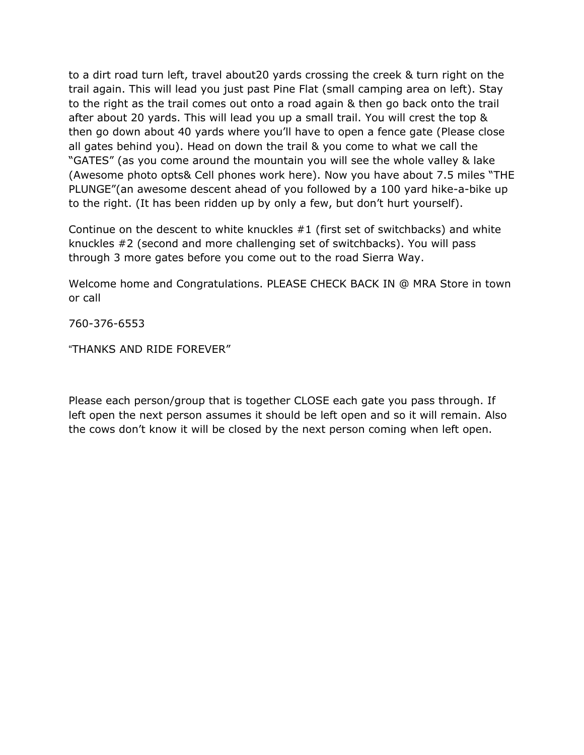to a dirt road turn left, travel about20 yards crossing the creek & turn right on the trail again. This will lead you just past Pine Flat (small camping area on left). Stay to the right as the trail comes out onto a road again & then go back onto the trail after about 20 yards. This will lead you up a small trail. You will crest the top & then go down about 40 yards where you'll have to open a fence gate (Please close all gates behind you). Head on down the trail & you come to what we call the "GATES" (as you come around the mountain you will see the whole valley & lake (Awesome photo opts& Cell phones work here). Now you have about 7.5 miles "THE PLUNGE"(an awesome descent ahead of you followed by a 100 yard hike-a-bike up to the right. (It has been ridden up by only a few, but don't hurt yourself).

Continue on the descent to white knuckles #1 (first set of switchbacks) and white knuckles #2 (second and more challenging set of switchbacks). You will pass through 3 more gates before you come out to the road Sierra Way.

Welcome home and Congratulations. PLEASE CHECK BACK IN @ MRA Store in town or call

760-376-6553

"THANKS AND RIDE FOREVER"

Please each person/group that is together CLOSE each gate you pass through. If left open the next person assumes it should be left open and so it will remain. Also the cows don't know it will be closed by the next person coming when left open.